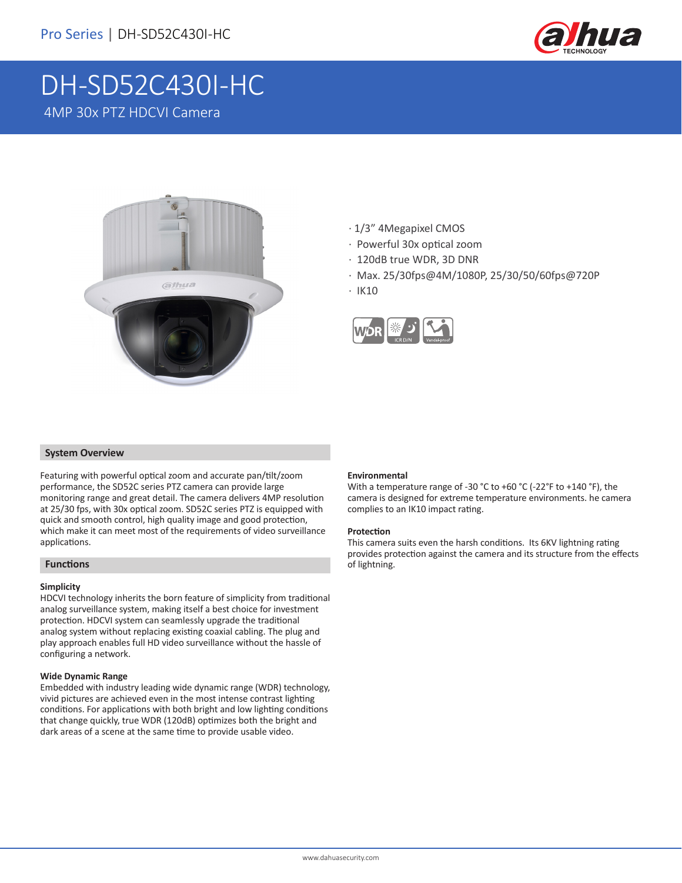# DH-SD52C430I-HC

4MP 30x PTZ HDCVI Camera

- 1/3" 4Megapixel CMOS
- Powerful 30x optical zoom
- 120dB true WDR, 3D DNR
- Max. 25/30fps@4M/1080P, 25/30/50/60fps@720P
- IK10

## System Overview

Featuring with powerful optical zoom and accurate pan/tilt/zoom performance, the SD52C series PTZ camera can provide large monitoring range and great detail. The camera delivers 4MP resolution at 25/30 fps, with 30x optical zoom. SD52C series PTZ is equipped with quick and smooth control, high quality image and good protection, which make it can meet most of the requirements of video surveillance applications.

## Functions

### Simplicity

HDCVI technology inherits the born feature of simplicity from traditional analog surveillance system, making itself a best choice for investment protection. HDCVI system can seamlessly upgrade the traditional analog system without replacing existing coaxial cabling. The plug and play approach enables full HD video surveillance without the hassle of configuring a network.

### Wide Dynamic Range

Embedded with industry leading wide dynamic range (WDR) technology, vivid pictures are achieved even in the most intense contrast lighting conditions. For applications with both bright and low lighting conditions that change quickly, true WDR (120dB) optimizes both the bright and dark areas of a scene at the same time to provide usable video.

### Environmental

With a temperature range of -30 °C to +60 °C (-22°F to +140 °F), the camera is designed for extreme temperature environments. he camera complies to an IK10 impact rating.

### Protection

This camera suits even the harsh conditions. Its 6KV lightning rating provides protection against the camera and its structure from the effects of lightning.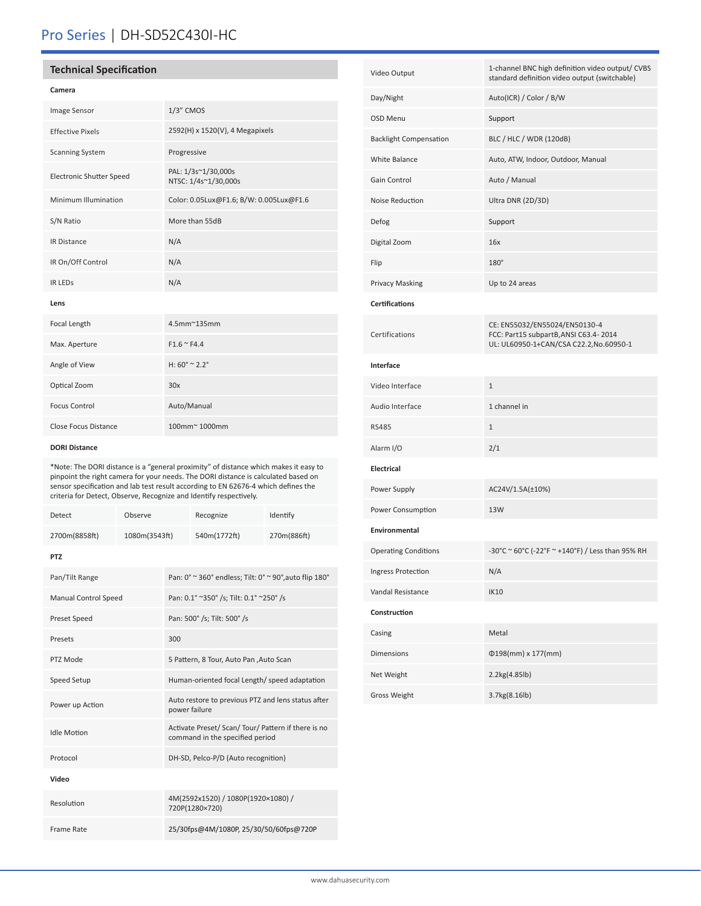# Pro Series | DH-SD52C430I-HC

## Technical Specification

### Camera

| | |
|---|---|
| Image Sensor | 1/3" CMOS |
| Effective Pixels | 2592(H) x 1520(V), 4 Megapixels |
| Scanning System | Progressive |
| Electronic Shutter Speed | PAL: 1/3s~1/30,000s<br>NTSC: 1/4s~1/30,000s |
| Minimum Illumination | Color: 0.05Lux@F1.6; B/W: 0.005Lux@F1.6 |
| S/N Ratio | More than 55dB |
| IR Distance | N/A |
| IR On/Off Control | N/A |
| IR LEDs | N/A |

### Lens

| | |
|---|---|
| Focal Length | 4.5mm~135mm |
| Max. Aperture | F1.6 ~ F4.4 |
| Angle of View | H: 60° ~ 2.2° |
| Optical Zoom | 30x |
| Focus Control | Auto/Manual |
| Close Focus Distance | 100mm~ 1000mm |

### DORI Distance

*Note: The DORI distance is a "general proximity" of distance which makes it easy to pinpoint the right camera for your needs. The DORI distance is calculated based on sensor specification and lab test result according to EN 62676-4 which defines the criteria for Detect, Observe, Recognize and Identify respectively.

| Detect | Observe | Recognize | Identify |
|---|---|---|---|
| 2700m(8858ft) | 1080m(3543ft) | 540m(1772ft) | 270m(886ft) |

### PTZ

| | |
|---|---|
| Pan/Tilt Range | Pan: 0° ~ 360° endless; Tilt: 0° ~ 90°,auto flip 180° |
| Manual Control Speed | Pan: 0.1° ~350° /s; Tilt: 0.1° ~250° /s |
| Preset Speed | Pan: 500° /s; Tilt: 500° /s |
| Presets | 300 |
| PTZ Mode | 5 Pattern, 8 Tour, Auto Pan ,Auto Scan |
| Speed Setup | Human-oriented focal Length/ speed adaptation |
| Power up Action | Auto restore to previous PTZ and lens status after power failure |
| Idle Motion | Activate Preset/ Scan/ Tour/ Pattern if there is no command in the specified period |
| Protocol | DH-SD, Pelco-P/D (Auto recognition) |

### Video

| | |
|---|---|
| Resolution | 4M(2592x1520) / 1080P(1920×1080) / 720P(1280×720) |
| Frame Rate | 25/30fps@4M/1080P, 25/30/50/60fps@720P |
| Video Output | 1-channel BNC high definition video output/ CVBS standard definition video output (switchable) |
| Day/Night | Auto(ICR) / Color / B/W |
| OSD Menu | Support |
| Backlight Compensation | BLC / HLC / WDR (120dB) |
| White Balance | Auto, ATW, Indoor, Outdoor, Manual |
| Gain Control | Auto / Manual |
| Noise Reduction | Ultra DNR (2D/3D) |
| Defog | Support |
| Digital Zoom | 16x |
| Flip | 180° |
| Privacy Masking | Up to 24 areas |

### Certifications

| | |
|---|---|
| Certifications | CE: EN55032/EN55024/EN50130-4<br>FCC: Part15 subpartB,ANSI C63.4- 2014<br>UL: UL60950-1+CAN/CSA C22.2,No.60950-1 |

### Interface

| | |
|---|---|
| Video Interface | 1 |
| Audio Interface | 1 channel in |
| RS485 | 1 |
| Alarm I/O | 2/1 |

### Electrical

| | |
|---|---|
| Power Supply | AC24V/1.5A(±10%) |
| Power Consumption | 13W |

### Environmental

| | |
|---|---|
| Operating Conditions | -30°C ~ 60°C (-22°F ~ +140°F) / Less than 95% RH |
| Ingress Protection | N/A |
| Vandal Resistance | IK10 |

### Construction

| | |
|---|---|
| Casing | Metal |
| Dimensions | Φ198(mm) x 177(mm) |
| Net Weight | 2.2kg(4.85lb) |
| Gross Weight | 3.7kg(8.16lb) |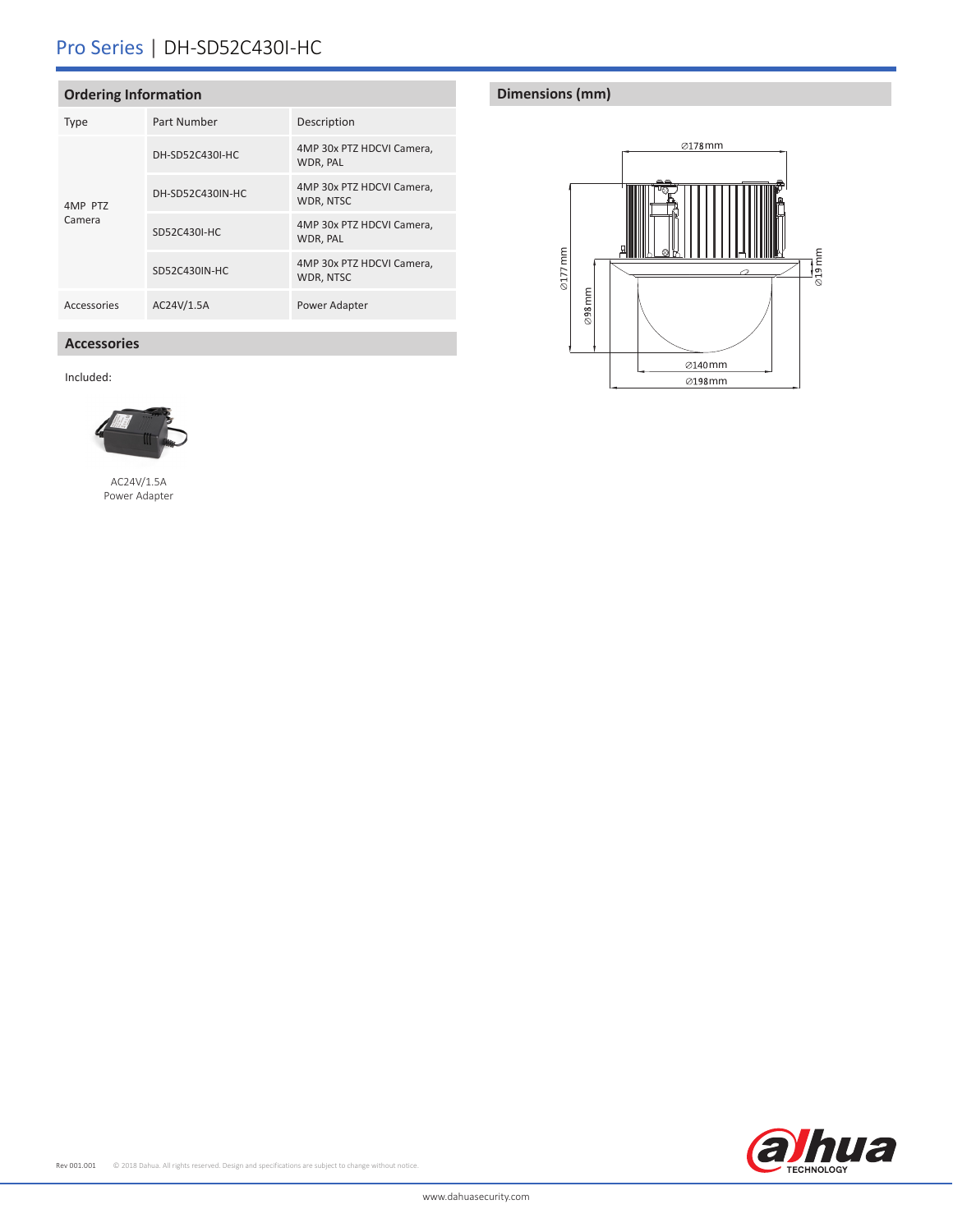## Ordering Information

| Type | Part Number | Description |
|---|---|---|
| 4MP PTZ Camera | DH-SD52C430I-HC | 4MP 30x PTZ HDCVI Camera, WDR, PAL |
| | DH-SD52C430IN-HC | 4MP 30x PTZ HDCVI Camera, WDR, NTSC |
| | SD52C430I-HC | 4MP 30x PTZ HDCVI Camera, WDR, PAL |
| | SD52C430IN-HC | 4MP 30x PTZ HDCVI Camera, WDR, NTSC |
| Accessories | AC24V/1.5A | Power Adapter |

## Accessories

Included:

AC24V/1.5A
Power Adapter

## Dimensions (mm)

Ø178mm
Ø177mm
Ø98mm
Ø19mm
Ø140mm
Ø198mm

Rev 001.001 © 2018 Dahua. All rights reserved. Design and specifications are subject to change without notice.

www.dahuasecurity.com